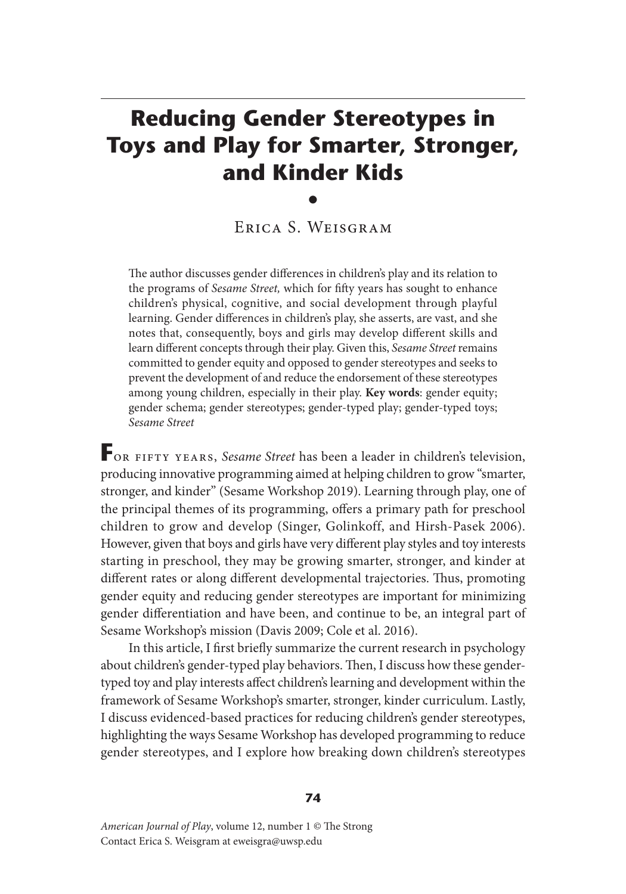# Reducing Gender Stereotypes in Toys and Play for Smarter, Stronger, and Kinder Kids

•

Erica S. Weisgram

The author discusses gender differences in children's play and its relation to the programs of *Sesame Street,* which for fifty years has sought to enhance children's physical, cognitive, and social development through playful learning. Gender differences in children's play, she asserts, are vast, and she notes that, consequently, boys and girls may develop different skills and learn different concepts through their play. Given this, *Sesame Street* remains committed to gender equity and opposed to gender stereotypes and seeks to prevent the development of and reduce the endorsement of these stereotypes among young children, especially in their play. **Key words**: gender equity; gender schema; gender stereotypes; gender-typed play; gender-typed toys; *Sesame Street*

**F**or fifty years, *Sesame Street* has been a leader in children's television, producing innovative programming aimed at helping children to grow "smarter, stronger, and kinder" (Sesame Workshop 2019). Learning through play, one of the principal themes of its programming, offers a primary path for preschool children to grow and develop (Singer, Golinkoff, and Hirsh-Pasek 2006). However, given that boys and girls have very different play styles and toy interests starting in preschool, they may be growing smarter, stronger, and kinder at different rates or along different developmental trajectories. Thus, promoting gender equity and reducing gender stereotypes are important for minimizing gender differentiation and have been, and continue to be, an integral part of Sesame Workshop's mission (Davis 2009; Cole et al. 2016).

In this article, I first briefly summarize the current research in psychology about children's gender-typed play behaviors. Then, I discuss how these gender-typed toy and play interests affect children's learning and development within the framework of Sesame Workshop's smarter, stronger, kinder curriculum. Lastly, I discuss evidenced-based practices for reducing children's gender stereotypes, highlighting the ways Sesame Workshop has developed programming to reduce gender stereotypes, and I explore how breaking down children's stereotypes

*American Journal of Play*, volume 12, number 1 © The Strong
Contact Erica S. Weisgram at eweisgra@uwsp.edu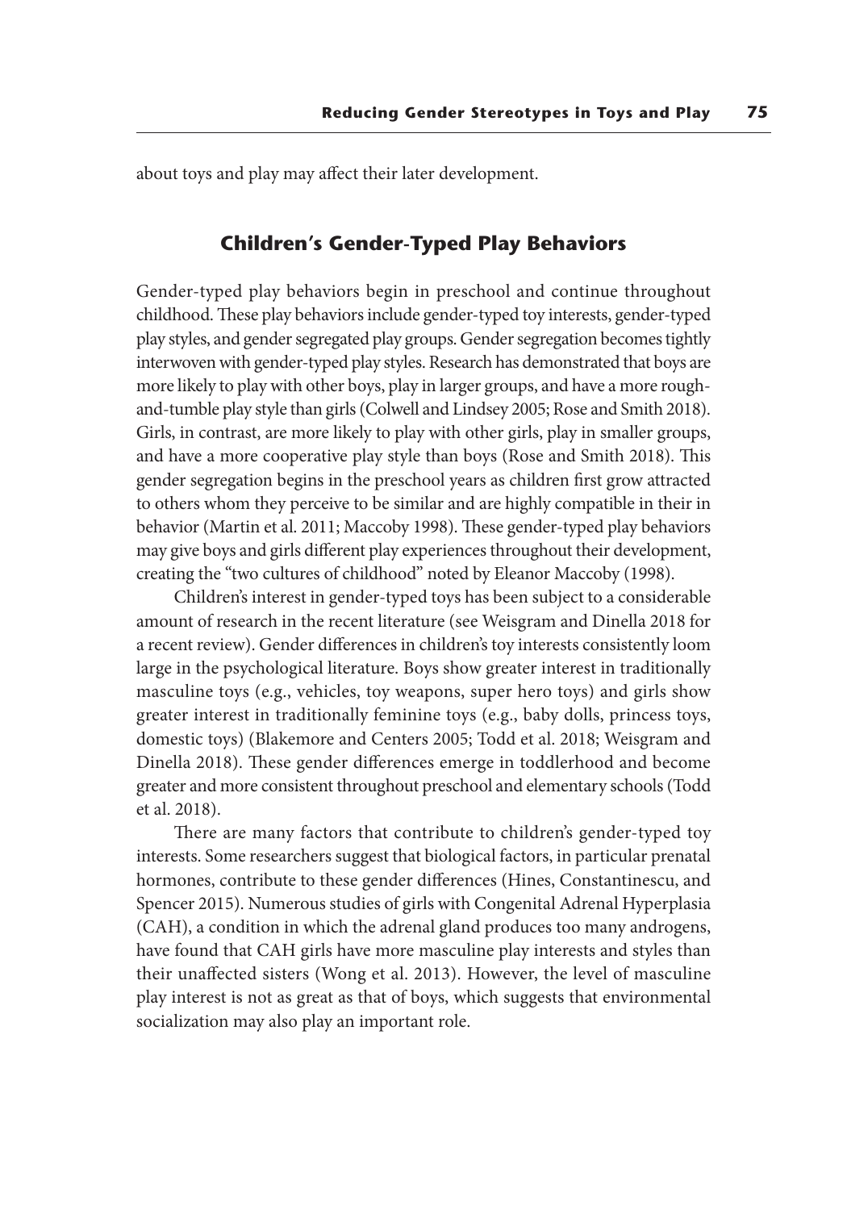about toys and play may affect their later development.

## Children's Gender-Typed Play Behaviors

Gender-typed play behaviors begin in preschool and continue throughout childhood. These play behaviors include gender-typed toy interests, gender-typed play styles, and gender segregated play groups. Gender segregation becomes tightly interwoven with gender-typed play styles. Research has demonstrated that boys are more likely to play with other boys, play in larger groups, and have a more rough-and-tumble play style than girls (Colwell and Lindsey 2005; Rose and Smith 2018). Girls, in contrast, are more likely to play with other girls, play in smaller groups, and have a more cooperative play style than boys (Rose and Smith 2018). This gender segregation begins in the preschool years as children first grow attracted to others whom they perceive to be similar and are highly compatible in their in behavior (Martin et al. 2011; Maccoby 1998). These gender-typed play behaviors may give boys and girls different play experiences throughout their development, creating the "two cultures of childhood" noted by Eleanor Maccoby (1998).

Children's interest in gender-typed toys has been subject to a considerable amount of research in the recent literature (see Weisgram and Dinella 2018 for a recent review). Gender differences in children's toy interests consistently loom large in the psychological literature. Boys show greater interest in traditionally masculine toys (e.g., vehicles, toy weapons, super hero toys) and girls show greater interest in traditionally feminine toys (e.g., baby dolls, princess toys, domestic toys) (Blakemore and Centers 2005; Todd et al. 2018; Weisgram and Dinella 2018). These gender differences emerge in toddlerhood and become greater and more consistent throughout preschool and elementary schools (Todd et al. 2018).

There are many factors that contribute to children's gender-typed toy interests. Some researchers suggest that biological factors, in particular prenatal hormones, contribute to these gender differences (Hines, Constantinescu, and Spencer 2015). Numerous studies of girls with Congenital Adrenal Hyperplasia (CAH), a condition in which the adrenal gland produces too many androgens, have found that CAH girls have more masculine play interests and styles than their unaffected sisters (Wong et al. 2013). However, the level of masculine play interest is not as great as that of boys, which suggests that environmental socialization may also play an important role.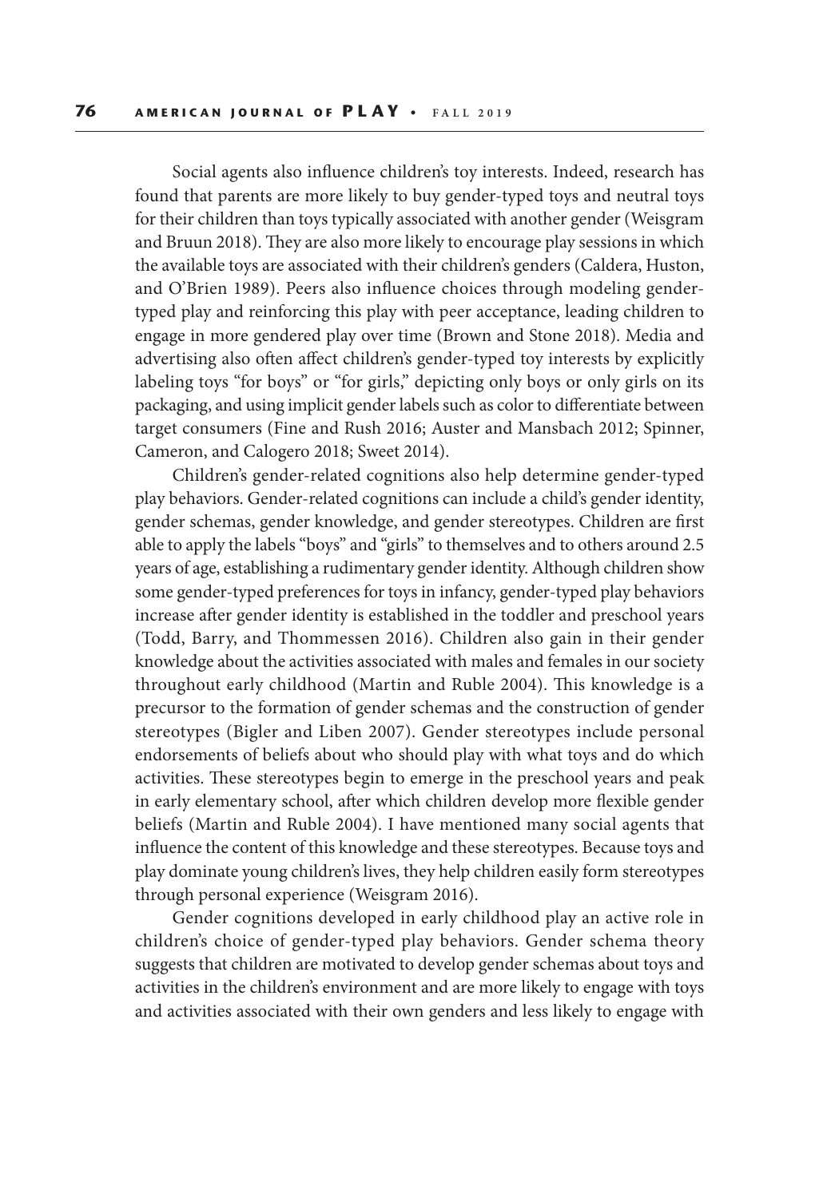Social agents also influence children's toy interests. Indeed, research has found that parents are more likely to buy gender-typed toys and neutral toys for their children than toys typically associated with another gender (Weisgram and Bruun 2018). They are also more likely to encourage play sessions in which the available toys are associated with their children's genders (Caldera, Huston, and O'Brien 1989). Peers also influence choices through modeling gender-typed play and reinforcing this play with peer acceptance, leading children to engage in more gendered play over time (Brown and Stone 2018). Media and advertising also often affect children's gender-typed toy interests by explicitly labeling toys "for boys" or "for girls," depicting only boys or only girls on its packaging, and using implicit gender labels such as color to differentiate between target consumers (Fine and Rush 2016; Auster and Mansbach 2012; Spinner, Cameron, and Calogero 2018; Sweet 2014).

Children's gender-related cognitions also help determine gender-typed play behaviors. Gender-related cognitions can include a child's gender identity, gender schemas, gender knowledge, and gender stereotypes. Children are first able to apply the labels "boys" and "girls" to themselves and to others around 2.5 years of age, establishing a rudimentary gender identity. Although children show some gender-typed preferences for toys in infancy, gender-typed play behaviors increase after gender identity is established in the toddler and preschool years (Todd, Barry, and Thommessen 2016). Children also gain in their gender knowledge about the activities associated with males and females in our society throughout early childhood (Martin and Ruble 2004). This knowledge is a precursor to the formation of gender schemas and the construction of gender stereotypes (Bigler and Liben 2007). Gender stereotypes include personal endorsements of beliefs about who should play with what toys and do which activities. These stereotypes begin to emerge in the preschool years and peak in early elementary school, after which children develop more flexible gender beliefs (Martin and Ruble 2004). I have mentioned many social agents that influence the content of this knowledge and these stereotypes. Because toys and play dominate young children's lives, they help children easily form stereotypes through personal experience (Weisgram 2016).

Gender cognitions developed in early childhood play an active role in children's choice of gender-typed play behaviors. Gender schema theory suggests that children are motivated to develop gender schemas about toys and activities in the children's environment and are more likely to engage with toys and activities associated with their own genders and less likely to engage with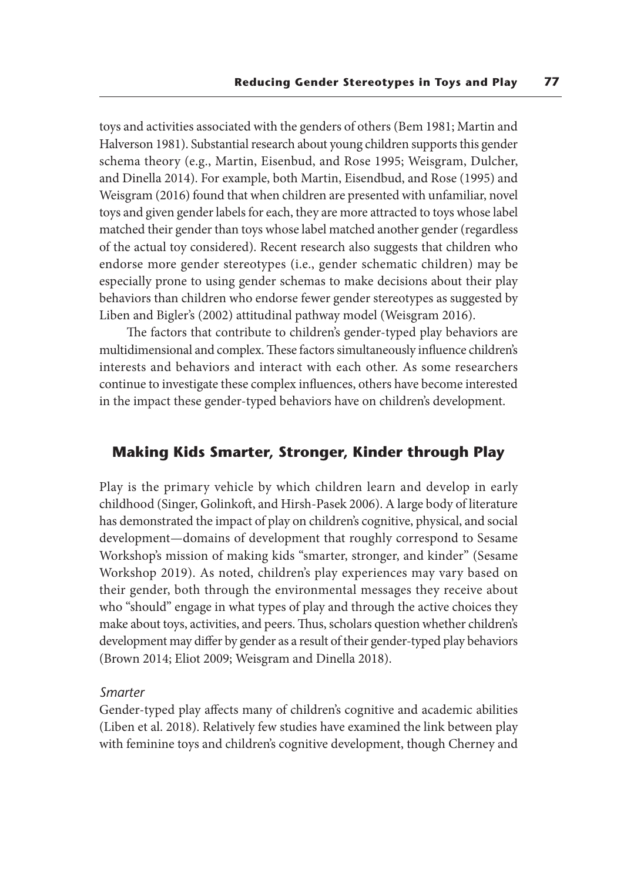toys and activities associated with the genders of others (Bem 1981; Martin and Halverson 1981). Substantial research about young children supports this gender schema theory (e.g., Martin, Eisenbud, and Rose 1995; Weisgram, Dulcher, and Dinella 2014). For example, both Martin, Eisendbud, and Rose (1995) and Weisgram (2016) found that when children are presented with unfamiliar, novel toys and given gender labels for each, they are more attracted to toys whose label matched their gender than toys whose label matched another gender (regardless of the actual toy considered). Recent research also suggests that children who endorse more gender stereotypes (i.e., gender schematic children) may be especially prone to using gender schemas to make decisions about their play behaviors than children who endorse fewer gender stereotypes as suggested by Liben and Bigler's (2002) attitudinal pathway model (Weisgram 2016).

The factors that contribute to children's gender-typed play behaviors are multidimensional and complex. These factors simultaneously influence children's interests and behaviors and interact with each other. As some researchers continue to investigate these complex influences, others have become interested in the impact these gender-typed behaviors have on children's development.

## Making Kids Smarter, Stronger, Kinder through Play

Play is the primary vehicle by which children learn and develop in early childhood (Singer, Golinkoft, and Hirsh-Pasek 2006). A large body of literature has demonstrated the impact of play on children's cognitive, physical, and social development—domains of development that roughly correspond to Sesame Workshop's mission of making kids "smarter, stronger, and kinder" (Sesame Workshop 2019). As noted, children's play experiences may vary based on their gender, both through the environmental messages they receive about who "should" engage in what types of play and through the active choices they make about toys, activities, and peers. Thus, scholars question whether children's development may differ by gender as a result of their gender-typed play behaviors (Brown 2014; Eliot 2009; Weisgram and Dinella 2018).

### *Smarter*

Gender-typed play affects many of children's cognitive and academic abilities (Liben et al. 2018). Relatively few studies have examined the link between play with feminine toys and children's cognitive development, though Cherney and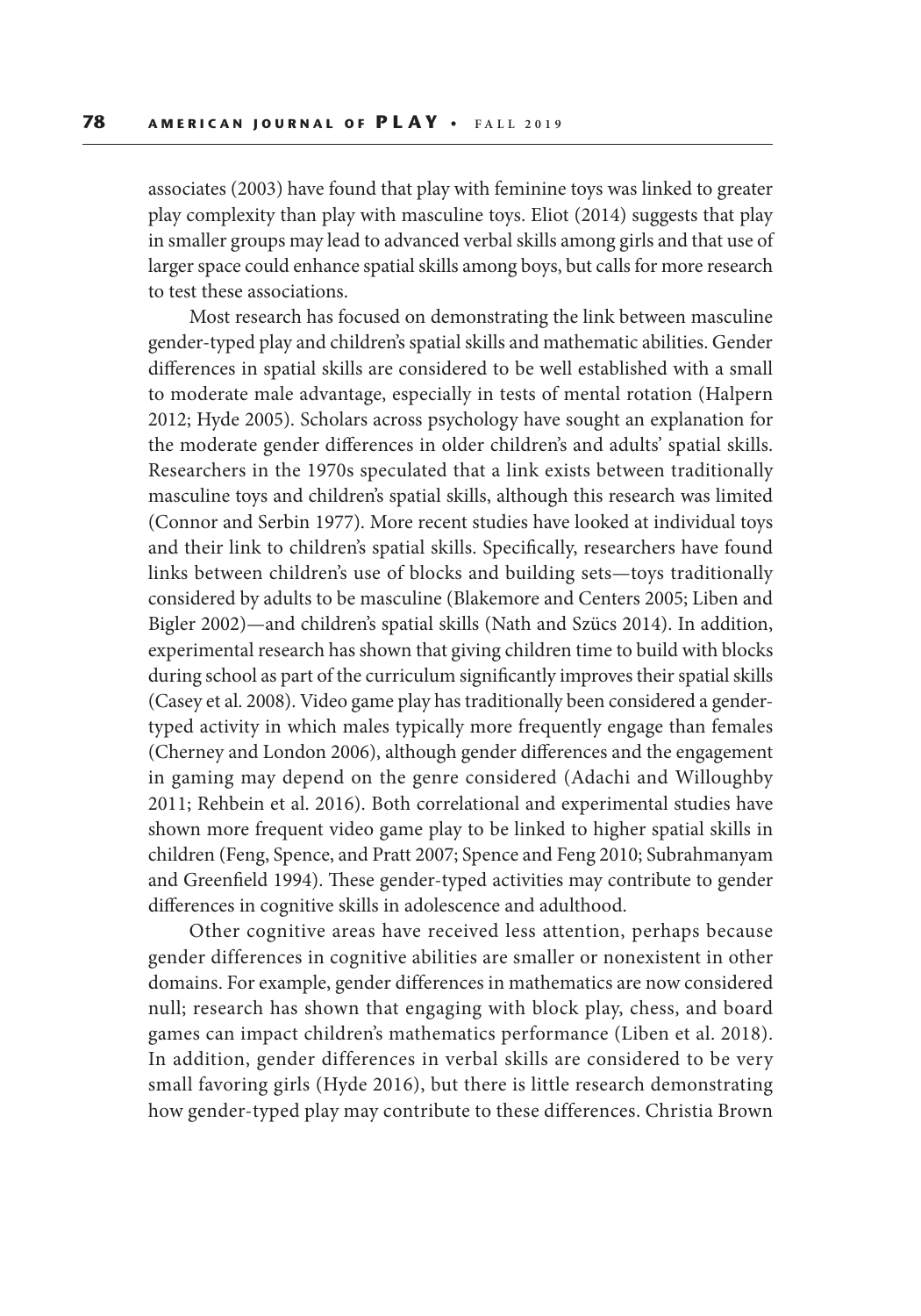associates (2003) have found that play with feminine toys was linked to greater play complexity than play with masculine toys. Eliot (2014) suggests that play in smaller groups may lead to advanced verbal skills among girls and that use of larger space could enhance spatial skills among boys, but calls for more research to test these associations.

Most research has focused on demonstrating the link between masculine gender-typed play and children's spatial skills and mathematic abilities. Gender differences in spatial skills are considered to be well established with a small to moderate male advantage, especially in tests of mental rotation (Halpern 2012; Hyde 2005). Scholars across psychology have sought an explanation for the moderate gender differences in older children's and adults' spatial skills. Researchers in the 1970s speculated that a link exists between traditionally masculine toys and children's spatial skills, although this research was limited (Connor and Serbin 1977). More recent studies have looked at individual toys and their link to children's spatial skills. Specifically, researchers have found links between children's use of blocks and building sets—toys traditionally considered by adults to be masculine (Blakemore and Centers 2005; Liben and Bigler 2002)—and children's spatial skills (Nath and Szücs 2014). In addition, experimental research has shown that giving children time to build with blocks during school as part of the curriculum significantly improves their spatial skills (Casey et al. 2008). Video game play has traditionally been considered a gender-typed activity in which males typically more frequently engage than females (Cherney and London 2006), although gender differences and the engagement in gaming may depend on the genre considered (Adachi and Willoughby 2011; Rehbein et al. 2016). Both correlational and experimental studies have shown more frequent video game play to be linked to higher spatial skills in children (Feng, Spence, and Pratt 2007; Spence and Feng 2010; Subrahmanyam and Greenfield 1994). These gender-typed activities may contribute to gender differences in cognitive skills in adolescence and adulthood.

Other cognitive areas have received less attention, perhaps because gender differences in cognitive abilities are smaller or nonexistent in other domains. For example, gender differences in mathematics are now considered null; research has shown that engaging with block play, chess, and board games can impact children's mathematics performance (Liben et al. 2018). In addition, gender differences in verbal skills are considered to be very small favoring girls (Hyde 2016), but there is little research demonstrating how gender-typed play may contribute to these differences. Christia Brown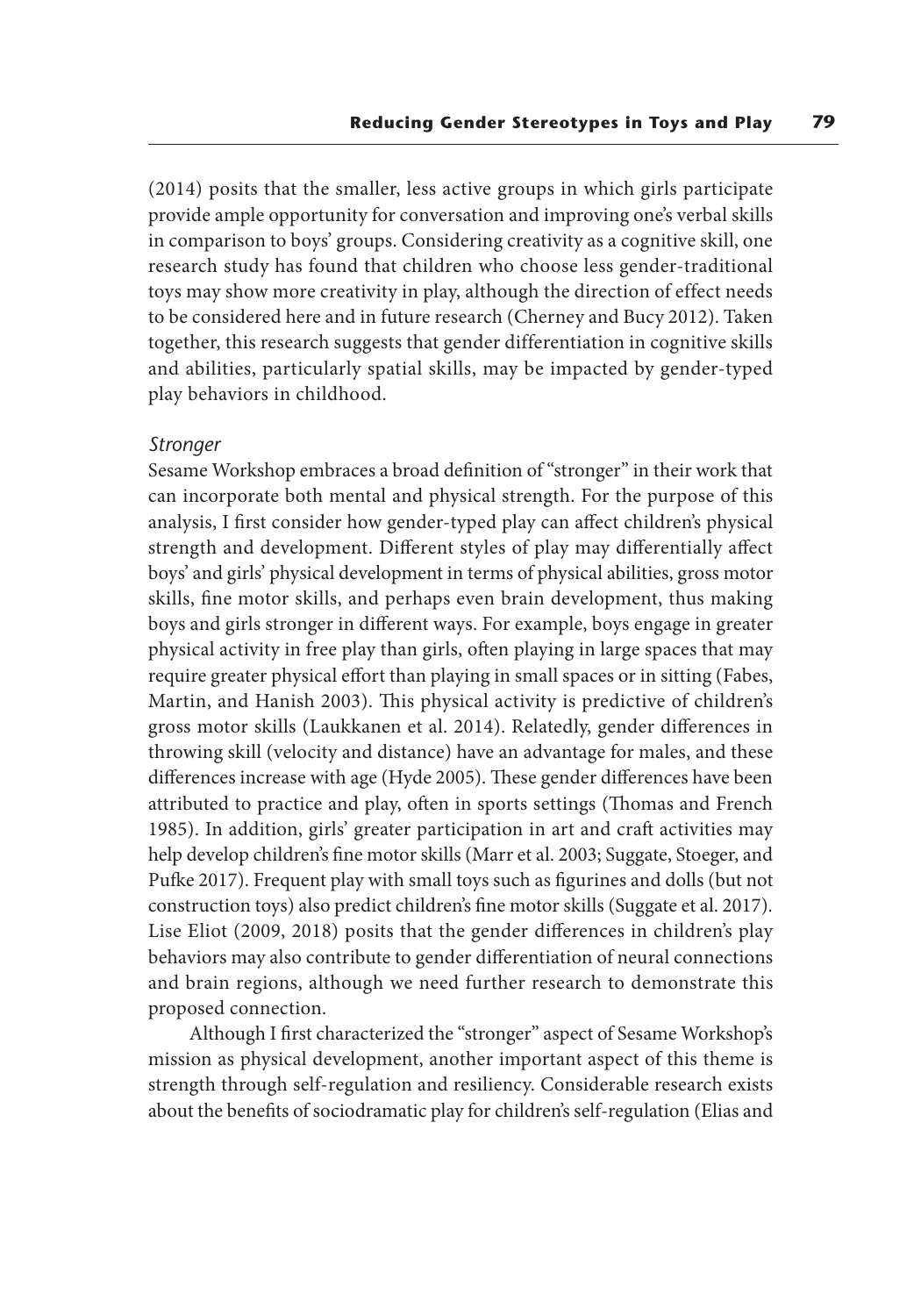(2014) posits that the smaller, less active groups in which girls participate provide ample opportunity for conversation and improving one's verbal skills in comparison to boys' groups. Considering creativity as a cognitive skill, one research study has found that children who choose less gender-traditional toys may show more creativity in play, although the direction of effect needs to be considered here and in future research (Cherney and Bucy 2012). Taken together, this research suggests that gender differentiation in cognitive skills and abilities, particularly spatial skills, may be impacted by gender-typed play behaviors in childhood.

*Stronger*

Sesame Workshop embraces a broad definition of "stronger" in their work that can incorporate both mental and physical strength. For the purpose of this analysis, I first consider how gender-typed play can affect children's physical strength and development. Different styles of play may differentially affect boys' and girls' physical development in terms of physical abilities, gross motor skills, fine motor skills, and perhaps even brain development, thus making boys and girls stronger in different ways. For example, boys engage in greater physical activity in free play than girls, often playing in large spaces that may require greater physical effort than playing in small spaces or in sitting (Fabes, Martin, and Hanish 2003). This physical activity is predictive of children's gross motor skills (Laukkanen et al. 2014). Relatedly, gender differences in throwing skill (velocity and distance) have an advantage for males, and these differences increase with age (Hyde 2005). These gender differences have been attributed to practice and play, often in sports settings (Thomas and French 1985). In addition, girls' greater participation in art and craft activities may help develop children's fine motor skills (Marr et al. 2003; Suggate, Stoeger, and Pufke 2017). Frequent play with small toys such as figurines and dolls (but not construction toys) also predict children's fine motor skills (Suggate et al. 2017). Lise Eliot (2009, 2018) posits that the gender differences in children's play behaviors may also contribute to gender differentiation of neural connections and brain regions, although we need further research to demonstrate this proposed connection.

Although I first characterized the "stronger" aspect of Sesame Workshop's mission as physical development, another important aspect of this theme is strength through self-regulation and resiliency. Considerable research exists about the benefits of sociodramatic play for children's self-regulation (Elias and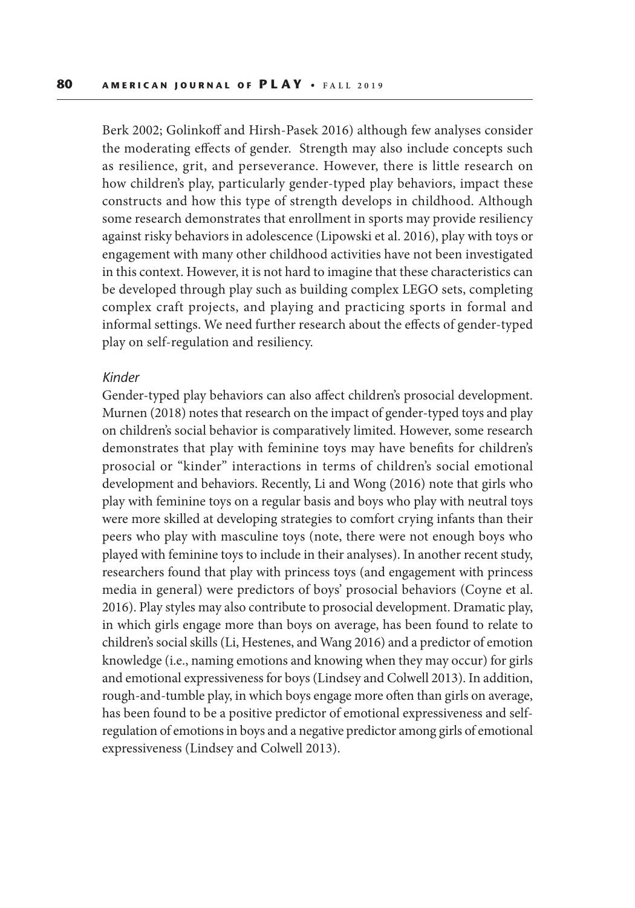Berk 2002; Golinkoff and Hirsh-Pasek 2016) although few analyses consider the moderating effects of gender. Strength may also include concepts such as resilience, grit, and perseverance. However, there is little research on how children's play, particularly gender-typed play behaviors, impact these constructs and how this type of strength develops in childhood. Although some research demonstrates that enrollment in sports may provide resiliency against risky behaviors in adolescence (Lipowski et al. 2016), play with toys or engagement with many other childhood activities have not been investigated in this context. However, it is not hard to imagine that these characteristics can be developed through play such as building complex LEGO sets, completing complex craft projects, and playing and practicing sports in formal and informal settings. We need further research about the effects of gender-typed play on self-regulation and resiliency.

### *Kinder*

Gender-typed play behaviors can also affect children's prosocial development. Murnen (2018) notes that research on the impact of gender-typed toys and play on children's social behavior is comparatively limited. However, some research demonstrates that play with feminine toys may have benefits for children's prosocial or "kinder" interactions in terms of children's social emotional development and behaviors. Recently, Li and Wong (2016) note that girls who play with feminine toys on a regular basis and boys who play with neutral toys were more skilled at developing strategies to comfort crying infants than their peers who play with masculine toys (note, there were not enough boys who played with feminine toys to include in their analyses). In another recent study, researchers found that play with princess toys (and engagement with princess media in general) were predictors of boys' prosocial behaviors (Coyne et al. 2016). Play styles may also contribute to prosocial development. Dramatic play, in which girls engage more than boys on average, has been found to relate to children's social skills (Li, Hestenes, and Wang 2016) and a predictor of emotion knowledge (i.e., naming emotions and knowing when they may occur) for girls and emotional expressiveness for boys (Lindsey and Colwell 2013). In addition, rough-and-tumble play, in which boys engage more often than girls on average, has been found to be a positive predictor of emotional expressiveness and self-regulation of emotions in boys and a negative predictor among girls of emotional expressiveness (Lindsey and Colwell 2013).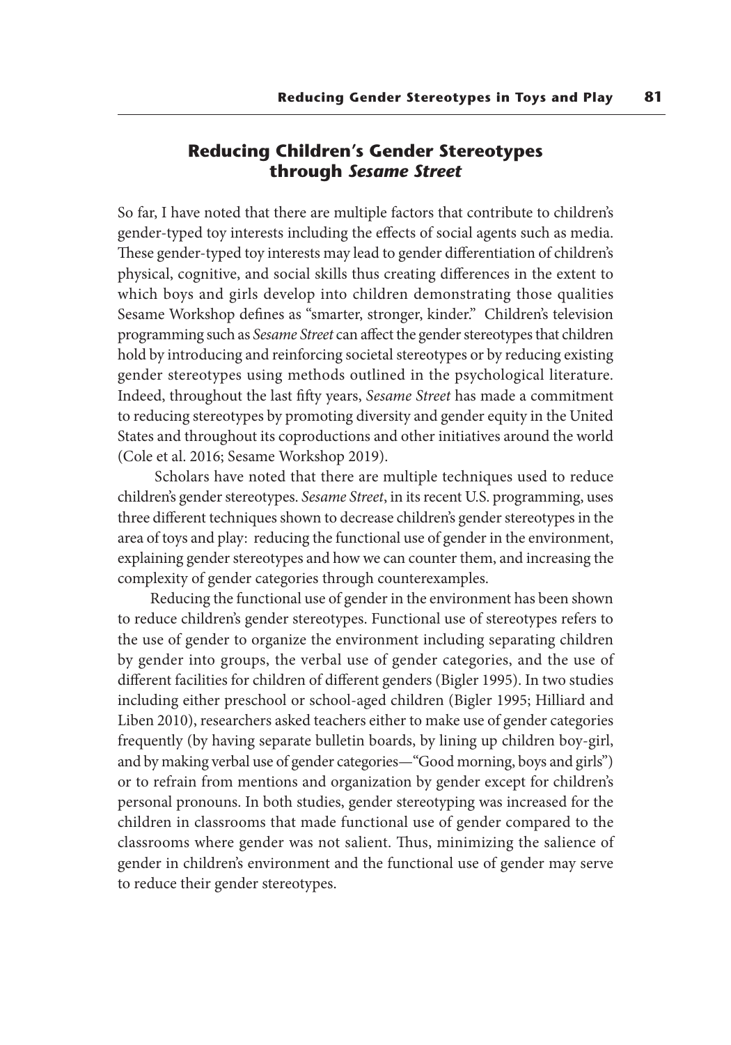## Reducing Children's Gender Stereotypes through *Sesame Street*

So far, I have noted that there are multiple factors that contribute to children's gender-typed toy interests including the effects of social agents such as media. These gender-typed toy interests may lead to gender differentiation of children's physical, cognitive, and social skills thus creating differences in the extent to which boys and girls develop into children demonstrating those qualities Sesame Workshop defines as "smarter, stronger, kinder." Children's television programming such as *Sesame Street* can affect the gender stereotypes that children hold by introducing and reinforcing societal stereotypes or by reducing existing gender stereotypes using methods outlined in the psychological literature. Indeed, throughout the last fifty years, *Sesame Street* has made a commitment to reducing stereotypes by promoting diversity and gender equity in the United States and throughout its coproductions and other initiatives around the world (Cole et al. 2016; Sesame Workshop 2019).

Scholars have noted that there are multiple techniques used to reduce children's gender stereotypes. *Sesame Street*, in its recent U.S. programming, uses three different techniques shown to decrease children's gender stereotypes in the area of toys and play: reducing the functional use of gender in the environment, explaining gender stereotypes and how we can counter them, and increasing the complexity of gender categories through counterexamples.

Reducing the functional use of gender in the environment has been shown to reduce children's gender stereotypes. Functional use of stereotypes refers to the use of gender to organize the environment including separating children by gender into groups, the verbal use of gender categories, and the use of different facilities for children of different genders (Bigler 1995). In two studies including either preschool or school-aged children (Bigler 1995; Hilliard and Liben 2010), researchers asked teachers either to make use of gender categories frequently (by having separate bulletin boards, by lining up children boy-girl, and by making verbal use of gender categories—"Good morning, boys and girls") or to refrain from mentions and organization by gender except for children's personal pronouns. In both studies, gender stereotyping was increased for the children in classrooms that made functional use of gender compared to the classrooms where gender was not salient. Thus, minimizing the salience of gender in children's environment and the functional use of gender may serve to reduce their gender stereotypes.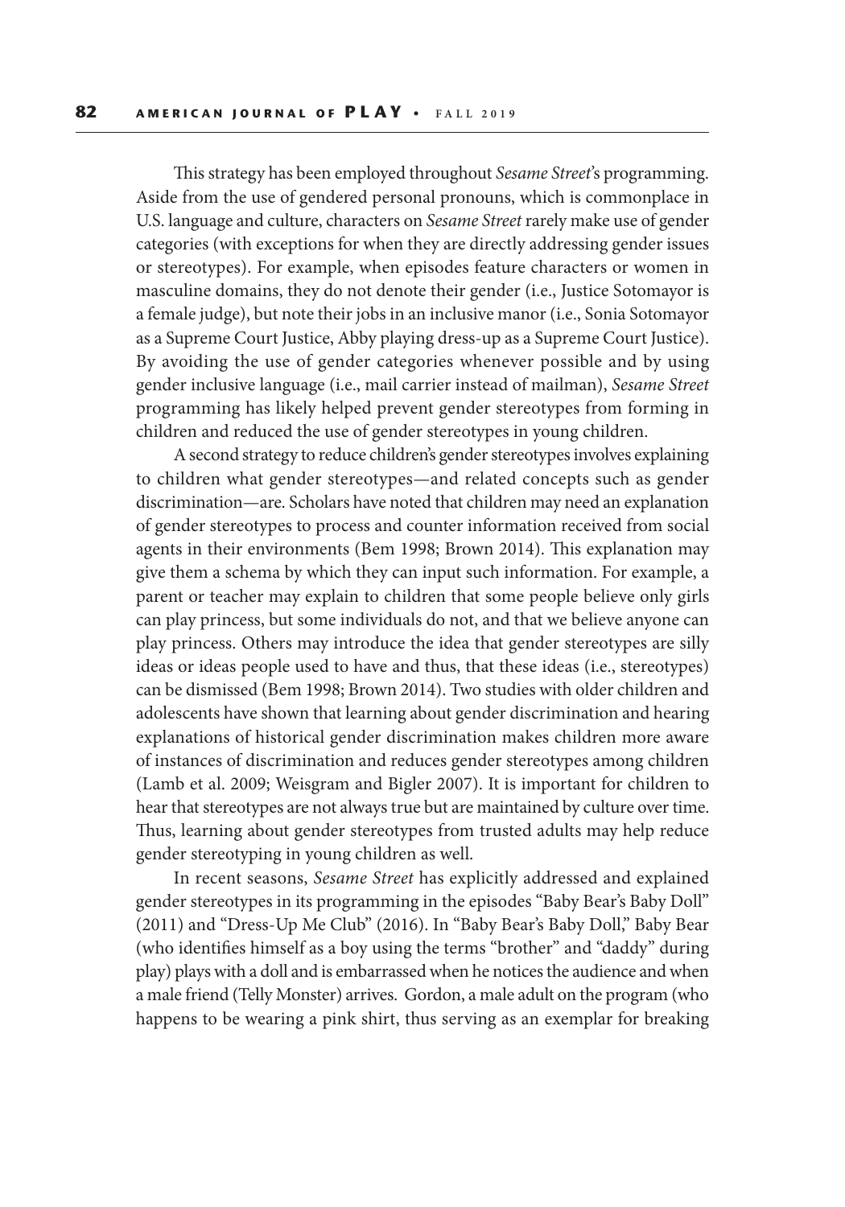This strategy has been employed throughout *Sesame Street*'s programming. Aside from the use of gendered personal pronouns, which is commonplace in U.S. language and culture, characters on *Sesame Street* rarely make use of gender categories (with exceptions for when they are directly addressing gender issues or stereotypes). For example, when episodes feature characters or women in masculine domains, they do not denote their gender (i.e., Justice Sotomayor is a female judge), but note their jobs in an inclusive manor (i.e., Sonia Sotomayor as a Supreme Court Justice, Abby playing dress-up as a Supreme Court Justice). By avoiding the use of gender categories whenever possible and by using gender inclusive language (i.e., mail carrier instead of mailman), *Sesame Street* programming has likely helped prevent gender stereotypes from forming in children and reduced the use of gender stereotypes in young children.

A second strategy to reduce children's gender stereotypes involves explaining to children what gender stereotypes—and related concepts such as gender discrimination—are. Scholars have noted that children may need an explanation of gender stereotypes to process and counter information received from social agents in their environments (Bem 1998; Brown 2014). This explanation may give them a schema by which they can input such information. For example, a parent or teacher may explain to children that some people believe only girls can play princess, but some individuals do not, and that we believe anyone can play princess. Others may introduce the idea that gender stereotypes are silly ideas or ideas people used to have and thus, that these ideas (i.e., stereotypes) can be dismissed (Bem 1998; Brown 2014). Two studies with older children and adolescents have shown that learning about gender discrimination and hearing explanations of historical gender discrimination makes children more aware of instances of discrimination and reduces gender stereotypes among children (Lamb et al. 2009; Weisgram and Bigler 2007). It is important for children to hear that stereotypes are not always true but are maintained by culture over time. Thus, learning about gender stereotypes from trusted adults may help reduce gender stereotyping in young children as well.

In recent seasons, *Sesame Street* has explicitly addressed and explained gender stereotypes in its programming in the episodes "Baby Bear's Baby Doll" (2011) and "Dress-Up Me Club" (2016). In "Baby Bear's Baby Doll," Baby Bear (who identifies himself as a boy using the terms "brother" and "daddy" during play) plays with a doll and is embarrassed when he notices the audience and when a male friend (Telly Monster) arrives. Gordon, a male adult on the program (who happens to be wearing a pink shirt, thus serving as an exemplar for breaking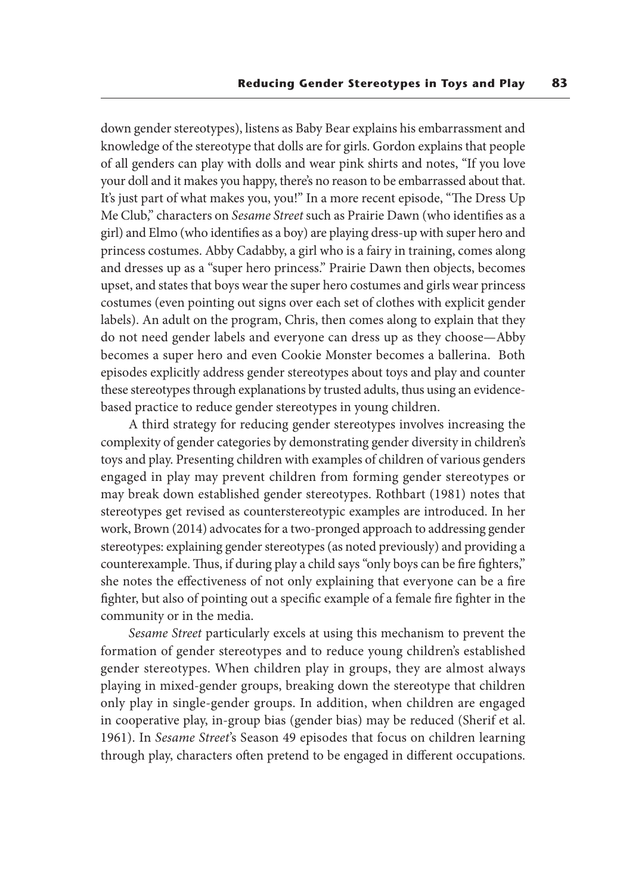down gender stereotypes), listens as Baby Bear explains his embarrassment and knowledge of the stereotype that dolls are for girls. Gordon explains that people of all genders can play with dolls and wear pink shirts and notes, "If you love your doll and it makes you happy, there's no reason to be embarrassed about that. It's just part of what makes you, you!" In a more recent episode, "The Dress Up Me Club," characters on *Sesame Street* such as Prairie Dawn (who identifies as a girl) and Elmo (who identifies as a boy) are playing dress-up with super hero and princess costumes. Abby Cadabby, a girl who is a fairy in training, comes along and dresses up as a "super hero princess." Prairie Dawn then objects, becomes upset, and states that boys wear the super hero costumes and girls wear princess costumes (even pointing out signs over each set of clothes with explicit gender labels). An adult on the program, Chris, then comes along to explain that they do not need gender labels and everyone can dress up as they choose—Abby becomes a super hero and even Cookie Monster becomes a ballerina. Both episodes explicitly address gender stereotypes about toys and play and counter these stereotypes through explanations by trusted adults, thus using an evidence-based practice to reduce gender stereotypes in young children.

A third strategy for reducing gender stereotypes involves increasing the complexity of gender categories by demonstrating gender diversity in children's toys and play. Presenting children with examples of children of various genders engaged in play may prevent children from forming gender stereotypes or may break down established gender stereotypes. Rothbart (1981) notes that stereotypes get revised as counterstereotypic examples are introduced. In her work, Brown (2014) advocates for a two-pronged approach to addressing gender stereotypes: explaining gender stereotypes (as noted previously) and providing a counterexample. Thus, if during play a child says "only boys can be fire fighters," she notes the effectiveness of not only explaining that everyone can be a fire fighter, but also of pointing out a specific example of a female fire fighter in the community or in the media.

*Sesame Street* particularly excels at using this mechanism to prevent the formation of gender stereotypes and to reduce young children's established gender stereotypes. When children play in groups, they are almost always playing in mixed-gender groups, breaking down the stereotype that children only play in single-gender groups. In addition, when children are engaged in cooperative play, in-group bias (gender bias) may be reduced (Sherif et al. 1961). In *Sesame Street*'s Season 49 episodes that focus on children learning through play, characters often pretend to be engaged in different occupations.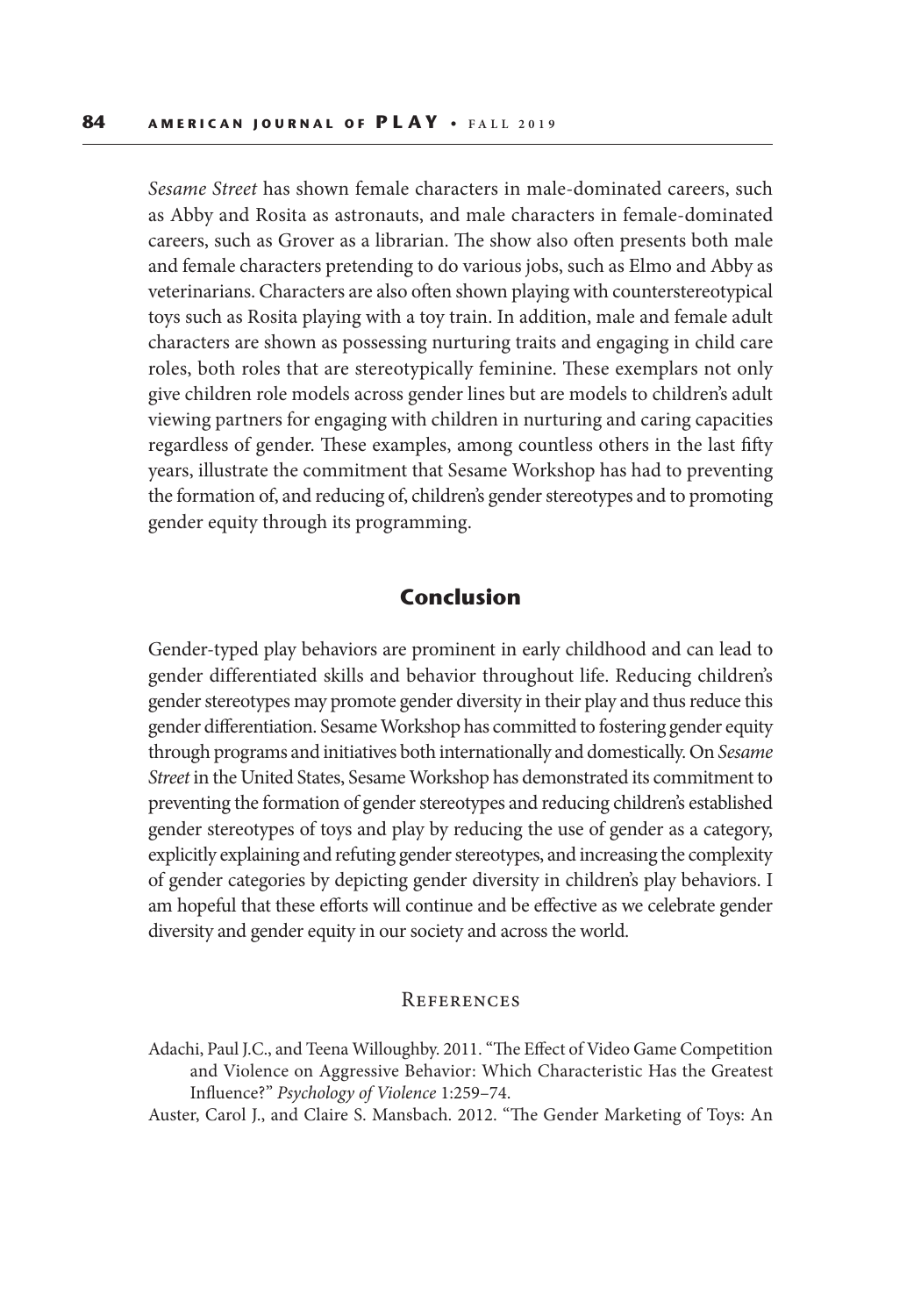*Sesame Street* has shown female characters in male-dominated careers, such as Abby and Rosita as astronauts, and male characters in female-dominated careers, such as Grover as a librarian. The show also often presents both male and female characters pretending to do various jobs, such as Elmo and Abby as veterinarians. Characters are also often shown playing with counterstereotypical toys such as Rosita playing with a toy train. In addition, male and female adult characters are shown as possessing nurturing traits and engaging in child care roles, both roles that are stereotypically feminine. These exemplars not only give children role models across gender lines but are models to children's adult viewing partners for engaging with children in nurturing and caring capacities regardless of gender. These examples, among countless others in the last fifty years, illustrate the commitment that Sesame Workshop has had to preventing the formation of, and reducing of, children's gender stereotypes and to promoting gender equity through its programming.

## Conclusion

Gender-typed play behaviors are prominent in early childhood and can lead to gender differentiated skills and behavior throughout life. Reducing children's gender stereotypes may promote gender diversity in their play and thus reduce this gender differentiation. Sesame Workshop has committed to fostering gender equity through programs and initiatives both internationally and domestically. On *Sesame Street* in the United States, Sesame Workshop has demonstrated its commitment to preventing the formation of gender stereotypes and reducing children's established gender stereotypes of toys and play by reducing the use of gender as a category, explicitly explaining and refuting gender stereotypes, and increasing the complexity of gender categories by depicting gender diversity in children's play behaviors. I am hopeful that these efforts will continue and be effective as we celebrate gender diversity and gender equity in our society and across the world.

### References

Adachi, Paul J.C., and Teena Willoughby. 2011. "The Effect of Video Game Competition and Violence on Aggressive Behavior: Which Characteristic Has the Greatest Influence?" *Psychology of Violence* 1:259–74.

Auster, Carol J., and Claire S. Mansbach. 2012. "The Gender Marketing of Toys: An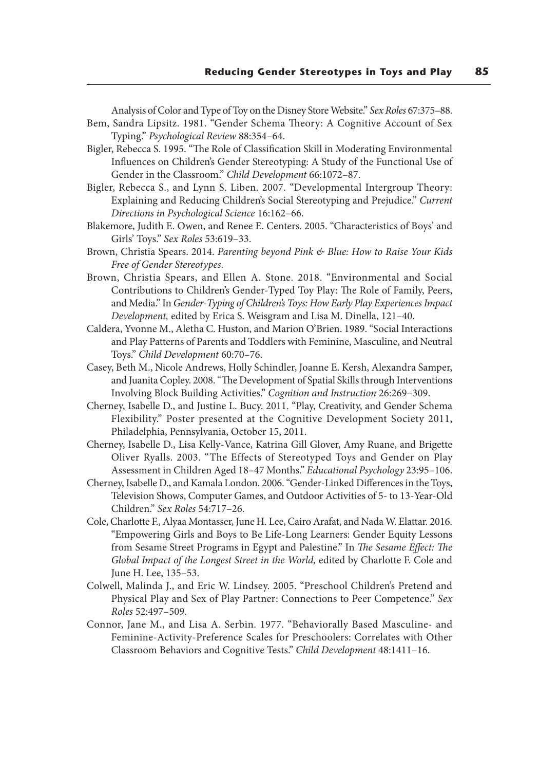Analysis of Color and Type of Toy on the Disney Store Website." *Sex Roles* 67:375–88.

Bem, Sandra Lipsitz. 1981. "Gender Schema Theory: A Cognitive Account of Sex Typing." *Psychological Review* 88:354–64.

Bigler, Rebecca S. 1995. "The Role of Classification Skill in Moderating Environmental Influences on Children's Gender Stereotyping: A Study of the Functional Use of Gender in the Classroom." *Child Development* 66:1072–87.

Bigler, Rebecca S., and Lynn S. Liben. 2007. "Developmental Intergroup Theory: Explaining and Reducing Children's Social Stereotyping and Prejudice." *Current Directions in Psychological Science* 16:162–66.

Blakemore, Judith E. Owen, and Renee E. Centers. 2005. "Characteristics of Boys' and Girls' Toys." *Sex Roles* 53:619–33.

Brown, Christia Spears. 2014. *Parenting beyond Pink & Blue: How to Raise Your Kids Free of Gender Stereotypes*.

Brown, Christia Spears, and Ellen A. Stone. 2018. "Environmental and Social Contributions to Children's Gender-Typed Toy Play: The Role of Family, Peers, and Media." In *Gender-Typing of Children's Toys: How Early Play Experiences Impact Development,* edited by Erica S. Weisgram and Lisa M. Dinella, 121–40.

Caldera, Yvonne M., Aletha C. Huston, and Marion O'Brien. 1989. "Social Interactions and Play Patterns of Parents and Toddlers with Feminine, Masculine, and Neutral Toys." *Child Development* 60:70–76.

Casey, Beth M., Nicole Andrews, Holly Schindler, Joanne E. Kersh, Alexandra Samper, and Juanita Copley. 2008. "The Development of Spatial Skills through Interventions Involving Block Building Activities." *Cognition and Instruction* 26:269–309.

Cherney, Isabelle D., and Justine L. Bucy. 2011. "Play, Creativity, and Gender Schema Flexibility." Poster presented at the Cognitive Development Society 2011, Philadelphia, Pennsylvania, October 15, 2011.

Cherney, Isabelle D., Lisa Kelly-Vance, Katrina Gill Glover, Amy Ruane, and Brigette Oliver Ryalls. 2003. "The Effects of Stereotyped Toys and Gender on Play Assessment in Children Aged 18–47 Months." *Educational Psychology* 23:95–106.

Cherney, Isabelle D., and Kamala London. 2006. "Gender-Linked Differences in the Toys, Television Shows, Computer Games, and Outdoor Activities of 5- to 13-Year-Old Children." *Sex Roles* 54:717–26.

Cole, Charlotte F., Alyaa Montasser, June H. Lee, Cairo Arafat, and Nada W. Elattar. 2016. "Empowering Girls and Boys to Be Life-Long Learners: Gender Equity Lessons from Sesame Street Programs in Egypt and Palestine." In *The Sesame Effect: The Global Impact of the Longest Street in the World,* edited by Charlotte F. Cole and June H. Lee, 135–53.

Colwell, Malinda J., and Eric W. Lindsey. 2005. "Preschool Children's Pretend and Physical Play and Sex of Play Partner: Connections to Peer Competence." *Sex Roles* 52:497–509.

Connor, Jane M., and Lisa A. Serbin. 1977. "Behaviorally Based Masculine- and Feminine-Activity-Preference Scales for Preschoolers: Correlates with Other Classroom Behaviors and Cognitive Tests." *Child Development* 48:1411–16.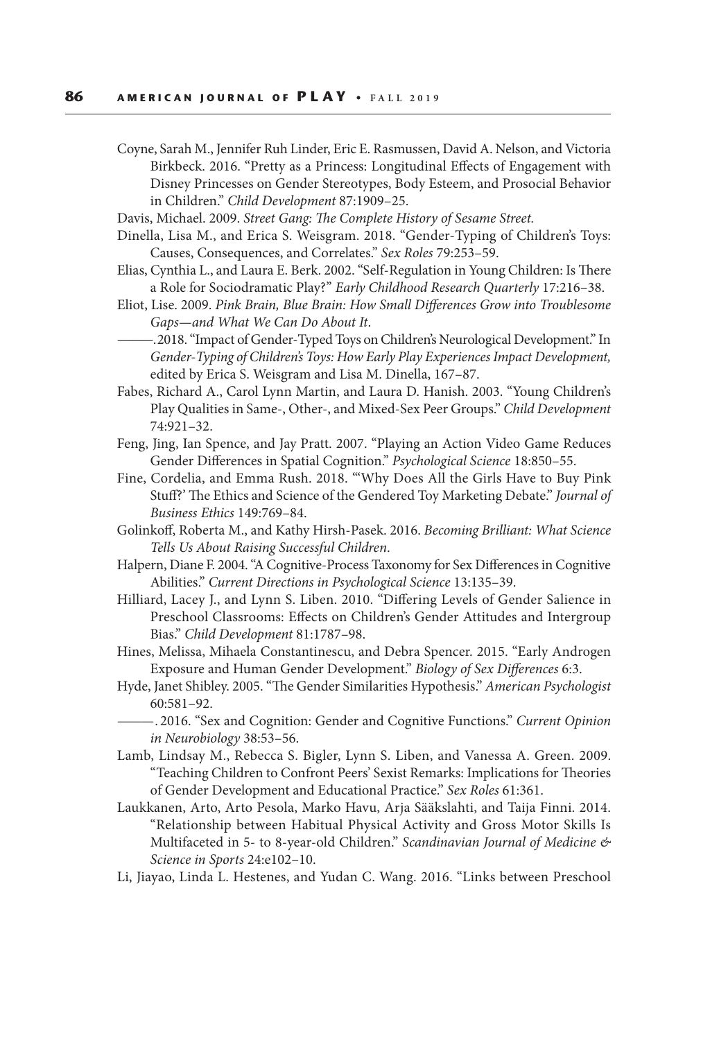Coyne, Sarah M., Jennifer Ruh Linder, Eric E. Rasmussen, David A. Nelson, and Victoria Birkbeck. 2016. "Pretty as a Princess: Longitudinal Effects of Engagement with Disney Princesses on Gender Stereotypes, Body Esteem, and Prosocial Behavior in Children." *Child Development* 87:1909–25.

Davis, Michael. 2009. *Street Gang: The Complete History of Sesame Street.*

Dinella, Lisa M., and Erica S. Weisgram. 2018. "Gender-Typing of Children's Toys: Causes, Consequences, and Correlates." *Sex Roles* 79:253–59.

Elias, Cynthia L., and Laura E. Berk. 2002. "Self-Regulation in Young Children: Is There a Role for Sociodramatic Play?" *Early Childhood Research Quarterly* 17:216–38.

Eliot, Lise. 2009. *Pink Brain, Blue Brain: How Small Differences Grow into Troublesome Gaps—and What We Can Do About It.*

———. 2018. "Impact of Gender-Typed Toys on Children's Neurological Development." In *Gender-Typing of Children's Toys: How Early Play Experiences Impact Development,* edited by Erica S. Weisgram and Lisa M. Dinella, 167–87.

Fabes, Richard A., Carol Lynn Martin, and Laura D. Hanish. 2003. "Young Children's Play Qualities in Same-, Other-, and Mixed-Sex Peer Groups." *Child Development* 74:921–32.

Feng, Jing, Ian Spence, and Jay Pratt. 2007. "Playing an Action Video Game Reduces Gender Differences in Spatial Cognition." *Psychological Science* 18:850–55.

Fine, Cordelia, and Emma Rush. 2018. "'Why Does All the Girls Have to Buy Pink Stuff?' The Ethics and Science of the Gendered Toy Marketing Debate." *Journal of Business Ethics* 149:769–84.

Golinkoff, Roberta M., and Kathy Hirsh-Pasek. 2016. *Becoming Brilliant: What Science Tells Us About Raising Successful Children.*

Halpern, Diane F. 2004. "A Cognitive-Process Taxonomy for Sex Differences in Cognitive Abilities." *Current Directions in Psychological Science* 13:135–39.

Hilliard, Lacey J., and Lynn S. Liben. 2010. "Differing Levels of Gender Salience in Preschool Classrooms: Effects on Children's Gender Attitudes and Intergroup Bias." *Child Development* 81:1787–98.

Hines, Melissa, Mihaela Constantinescu, and Debra Spencer. 2015. "Early Androgen Exposure and Human Gender Development." *Biology of Sex Differences* 6:3.

Hyde, Janet Shibley. 2005. "The Gender Similarities Hypothesis." *American Psychologist* 60:581–92.

———. 2016. "Sex and Cognition: Gender and Cognitive Functions." *Current Opinion in Neurobiology* 38:53–56.

Lamb, Lindsay M., Rebecca S. Bigler, Lynn S. Liben, and Vanessa A. Green. 2009. "Teaching Children to Confront Peers' Sexist Remarks: Implications for Theories of Gender Development and Educational Practice." *Sex Roles* 61:361.

Laukkanen, Arto, Arto Pesola, Marko Havu, Arja Sääkslahti, and Taija Finni. 2014. "Relationship between Habitual Physical Activity and Gross Motor Skills Is Multifaceted in 5- to 8-year-old Children." *Scandinavian Journal of Medicine & Science in Sports* 24:e102–10.

Li, Jiayao, Linda L. Hestenes, and Yudan C. Wang. 2016. "Links between Preschool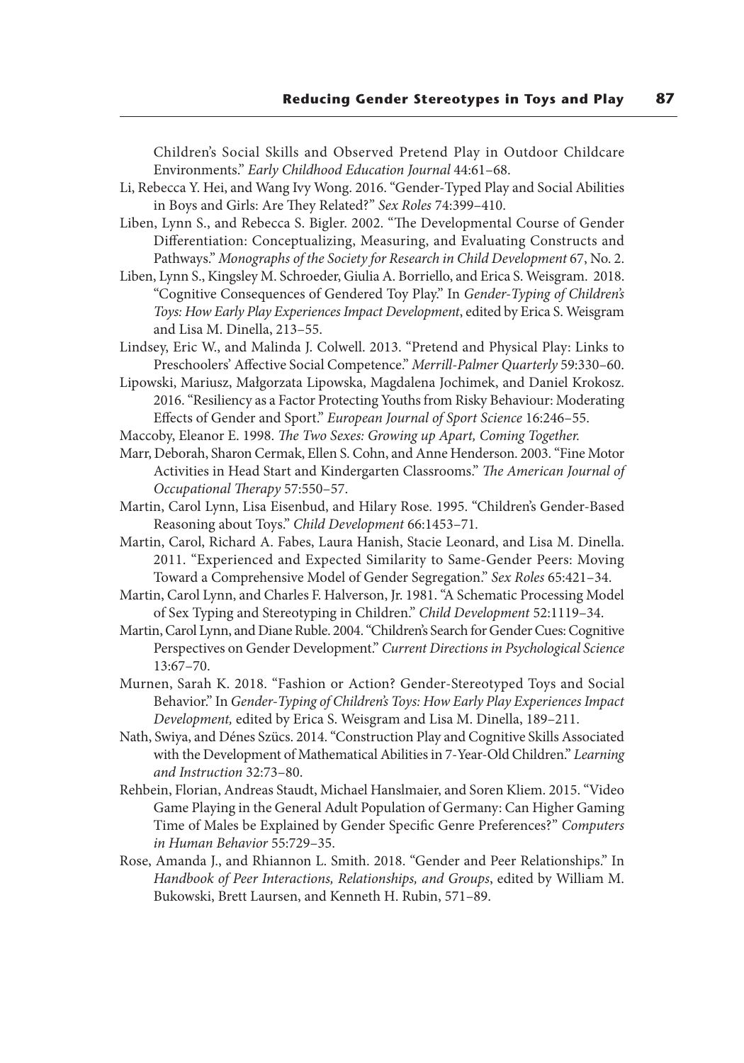Children's Social Skills and Observed Pretend Play in Outdoor Childcare Environments." *Early Childhood Education Journal* 44:61–68.

Li, Rebecca Y. Hei, and Wang Ivy Wong. 2016. "Gender-Typed Play and Social Abilities in Boys and Girls: Are They Related?" *Sex Roles* 74:399–410.

Liben, Lynn S., and Rebecca S. Bigler. 2002. "The Developmental Course of Gender Differentiation: Conceptualizing, Measuring, and Evaluating Constructs and Pathways." *Monographs of the Society for Research in Child Development* 67, No. 2.

Liben, Lynn S., Kingsley M. Schroeder, Giulia A. Borriello, and Erica S. Weisgram. 2018. "Cognitive Consequences of Gendered Toy Play." In *Gender-Typing of Children's Toys: How Early Play Experiences Impact Development*, edited by Erica S. Weisgram and Lisa M. Dinella, 213–55.

Lindsey, Eric W., and Malinda J. Colwell. 2013. "Pretend and Physical Play: Links to Preschoolers' Affective Social Competence." *Merrill-Palmer Quarterly* 59:330–60.

Lipowski, Mariusz, Małgorzata Lipowska, Magdalena Jochimek, and Daniel Krokosz. 2016. "Resiliency as a Factor Protecting Youths from Risky Behaviour: Moderating Effects of Gender and Sport." *European Journal of Sport Science* 16:246–55.

Maccoby, Eleanor E. 1998. *The Two Sexes: Growing up Apart, Coming Together.*

Marr, Deborah, Sharon Cermak, Ellen S. Cohn, and Anne Henderson. 2003. "Fine Motor Activities in Head Start and Kindergarten Classrooms." *The American Journal of Occupational Therapy* 57:550–57.

Martin, Carol Lynn, Lisa Eisenbud, and Hilary Rose. 1995. "Children's Gender-Based Reasoning about Toys." *Child Development* 66:1453–71.

Martin, Carol, Richard A. Fabes, Laura Hanish, Stacie Leonard, and Lisa M. Dinella. 2011. "Experienced and Expected Similarity to Same-Gender Peers: Moving Toward a Comprehensive Model of Gender Segregation." *Sex Roles* 65:421–34.

Martin, Carol Lynn, and Charles F. Halverson, Jr. 1981. "A Schematic Processing Model of Sex Typing and Stereotyping in Children." *Child Development* 52:1119–34.

Martin, Carol Lynn, and Diane Ruble. 2004. "Children's Search for Gender Cues: Cognitive Perspectives on Gender Development." *Current Directions in Psychological Science* 13:67–70.

Murnen, Sarah K. 2018. "Fashion or Action? Gender-Stereotyped Toys and Social Behavior." In *Gender-Typing of Children's Toys: How Early Play Experiences Impact Development,* edited by Erica S. Weisgram and Lisa M. Dinella, 189–211.

Nath, Swiya, and Dénes Szücs. 2014. "Construction Play and Cognitive Skills Associated with the Development of Mathematical Abilities in 7-Year-Old Children." *Learning and Instruction* 32:73–80.

Rehbein, Florian, Andreas Staudt, Michael Hanslmaier, and Soren Kliem. 2015. "Video Game Playing in the General Adult Population of Germany: Can Higher Gaming Time of Males be Explained by Gender Specific Genre Preferences?" *Computers in Human Behavior* 55:729–35.

Rose, Amanda J., and Rhiannon L. Smith. 2018. "Gender and Peer Relationships." In *Handbook of Peer Interactions, Relationships, and Groups*, edited by William M. Bukowski, Brett Laursen, and Kenneth H. Rubin, 571–89.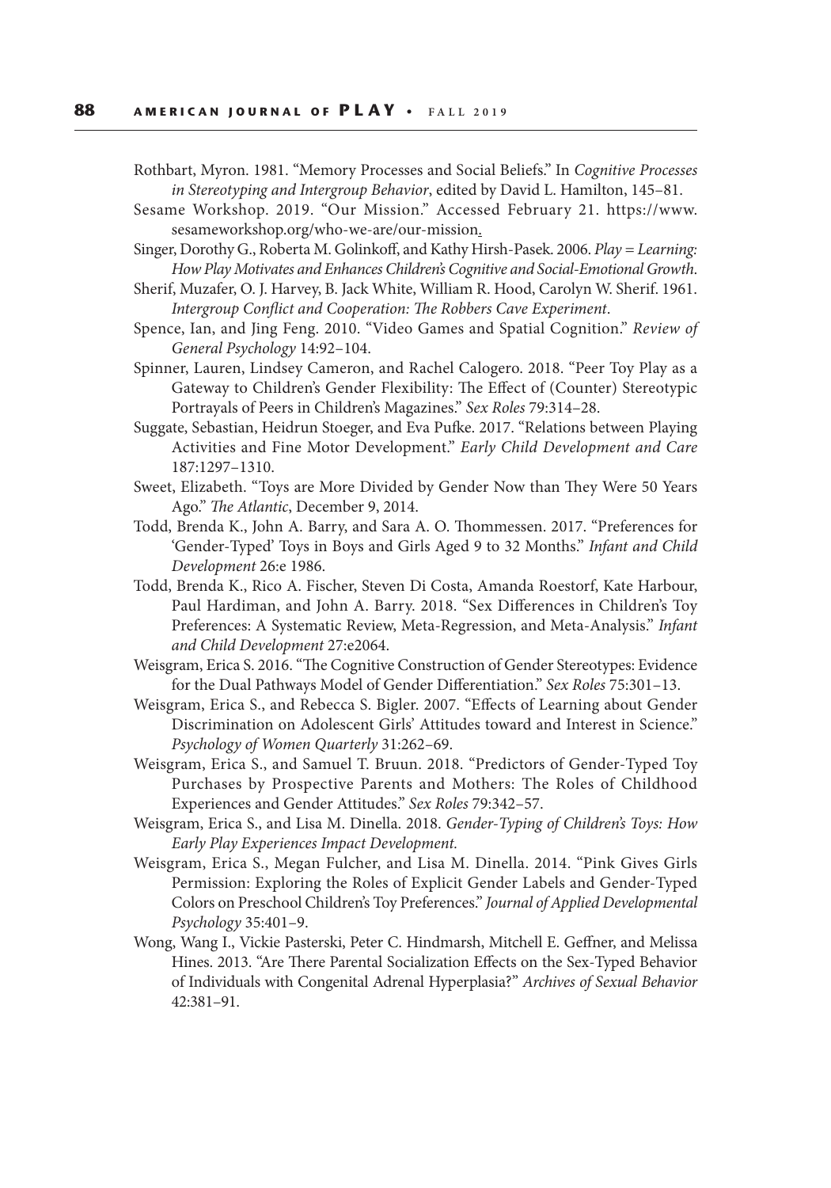Rothbart, Myron. 1981. "Memory Processes and Social Beliefs." In *Cognitive Processes in Stereotyping and Intergroup Behavior*, edited by David L. Hamilton, 145–81.

Sesame Workshop. 2019. "Our Mission." Accessed February 21. https://www.sesameworkshop.org/who-we-are/our-mission.

Singer, Dorothy G., Roberta M. Golinkoff, and Kathy Hirsh-Pasek. 2006. *Play = Learning: How Play Motivates and Enhances Children's Cognitive and Social-Emotional Growth.*

Sherif, Muzafer, O. J. Harvey, B. Jack White, William R. Hood, Carolyn W. Sherif. 1961. *Intergroup Conflict and Cooperation: The Robbers Cave Experiment*.

Spence, Ian, and Jing Feng. 2010. "Video Games and Spatial Cognition." *Review of General Psychology* 14:92–104.

Spinner, Lauren, Lindsey Cameron, and Rachel Calogero. 2018. "Peer Toy Play as a Gateway to Children's Gender Flexibility: The Effect of (Counter) Stereotypic Portrayals of Peers in Children's Magazines." *Sex Roles* 79:314–28.

Suggate, Sebastian, Heidrun Stoeger, and Eva Pufke. 2017. "Relations between Playing Activities and Fine Motor Development." *Early Child Development and Care* 187:1297–1310.

Sweet, Elizabeth. "Toys are More Divided by Gender Now than They Were 50 Years Ago." *The Atlantic*, December 9, 2014.

Todd, Brenda K., John A. Barry, and Sara A. O. Thommessen. 2017. "Preferences for 'Gender-Typed' Toys in Boys and Girls Aged 9 to 32 Months." *Infant and Child Development* 26:e 1986.

Todd, Brenda K., Rico A. Fischer, Steven Di Costa, Amanda Roestorf, Kate Harbour, Paul Hardiman, and John A. Barry. 2018. "Sex Differences in Children's Toy Preferences: A Systematic Review, Meta-Regression, and Meta-Analysis." *Infant and Child Development* 27:e2064.

Weisgram, Erica S. 2016. "The Cognitive Construction of Gender Stereotypes: Evidence for the Dual Pathways Model of Gender Differentiation." *Sex Roles* 75:301–13.

Weisgram, Erica S., and Rebecca S. Bigler. 2007. "Effects of Learning about Gender Discrimination on Adolescent Girls' Attitudes toward and Interest in Science." *Psychology of Women Quarterly* 31:262–69.

Weisgram, Erica S., and Samuel T. Bruun. 2018. "Predictors of Gender-Typed Toy Purchases by Prospective Parents and Mothers: The Roles of Childhood Experiences and Gender Attitudes." *Sex Roles* 79:342–57.

Weisgram, Erica S., and Lisa M. Dinella. 2018. *Gender-Typing of Children's Toys: How Early Play Experiences Impact Development.*

Weisgram, Erica S., Megan Fulcher, and Lisa M. Dinella. 2014. "Pink Gives Girls Permission: Exploring the Roles of Explicit Gender Labels and Gender-Typed Colors on Preschool Children's Toy Preferences." *Journal of Applied Developmental Psychology* 35:401–9.

Wong, Wang I., Vickie Pasterski, Peter C. Hindmarsh, Mitchell E. Geffner, and Melissa Hines. 2013. "Are There Parental Socialization Effects on the Sex-Typed Behavior of Individuals with Congenital Adrenal Hyperplasia?" *Archives of Sexual Behavior* 42:381–91.